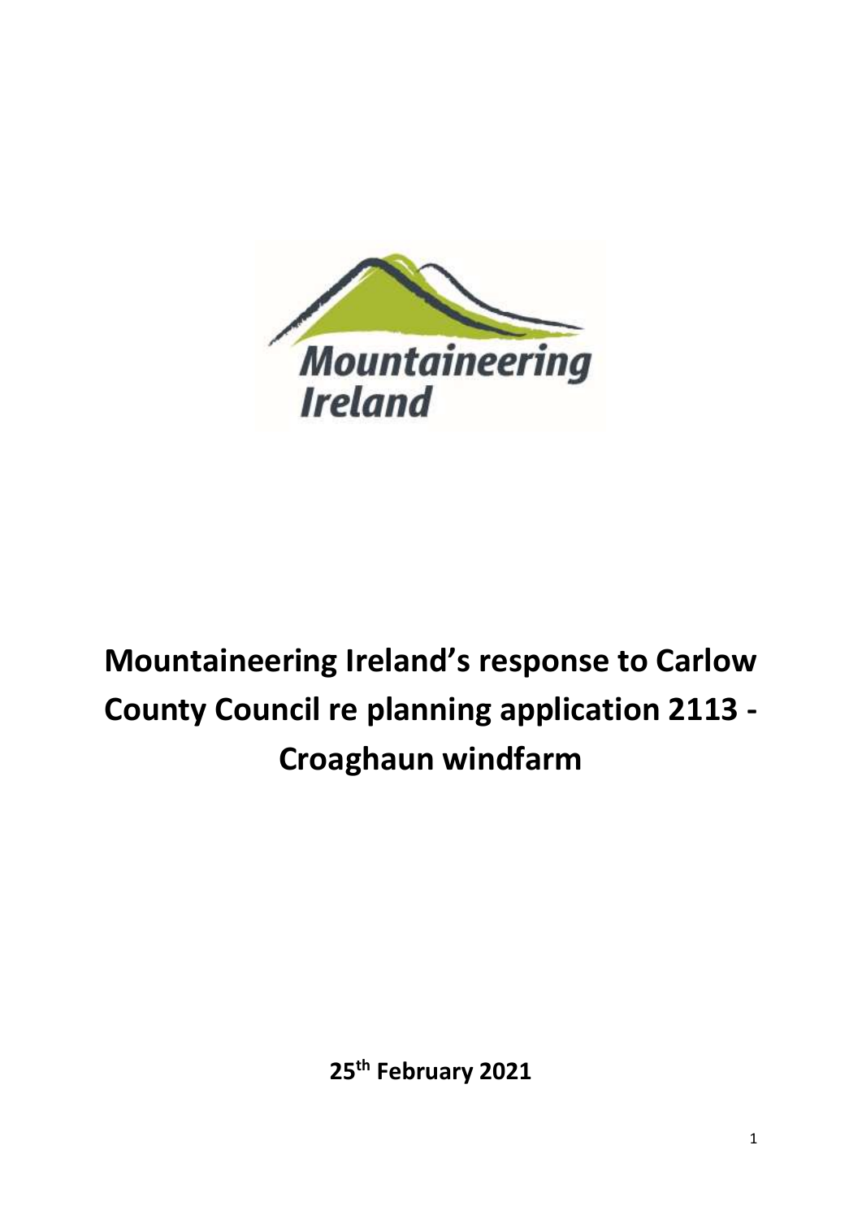# Mountaineering Ireland's response to Carlow County Council re planning application 2113 - Croaghaun windfarm

25th February 2021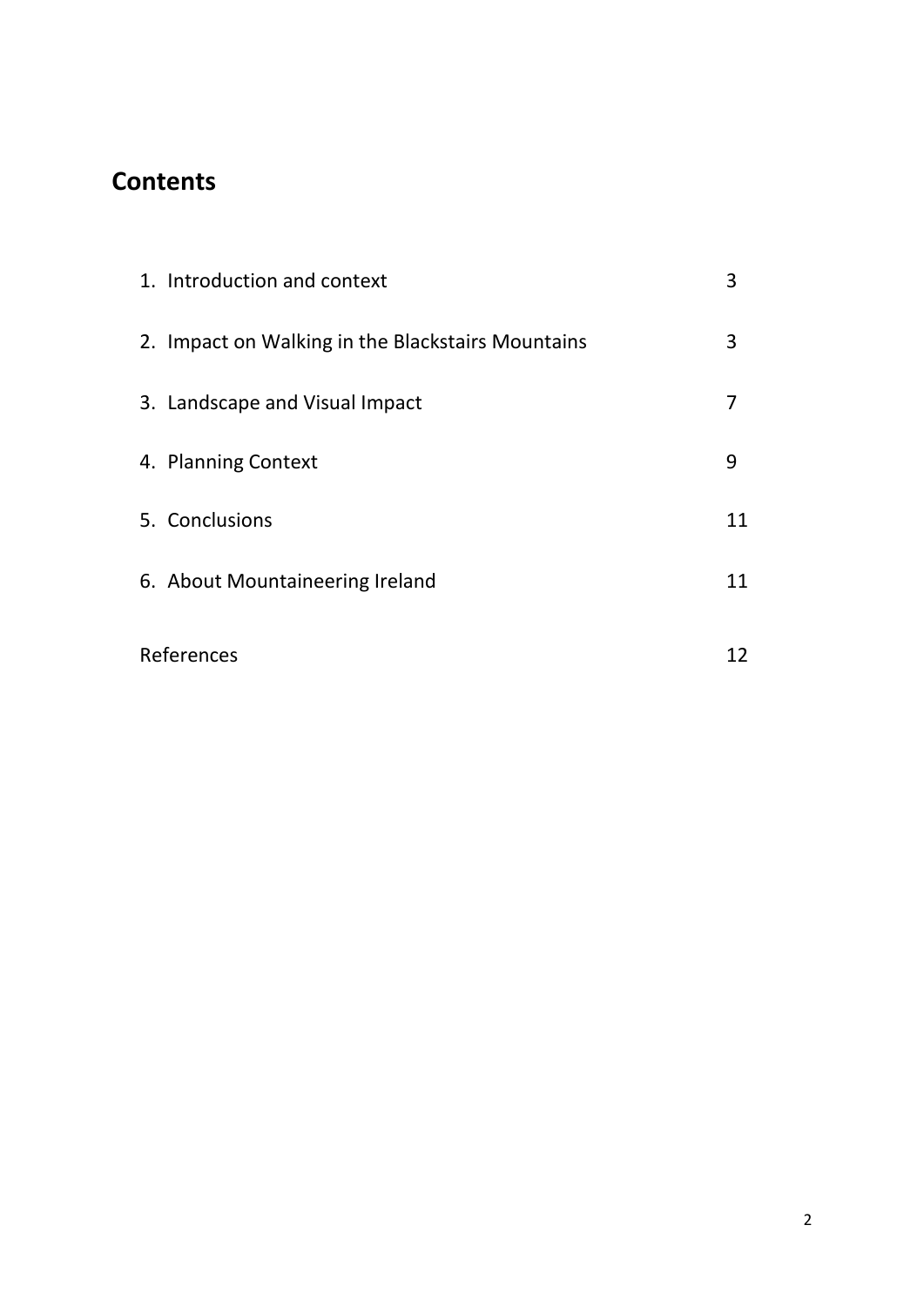# Contents

| | |
|---|---|
| 1. Introduction and context | 3 |
| 2. Impact on Walking in the Blackstairs Mountains | 3 |
| 3. Landscape and Visual Impact | 7 |
| 4. Planning Context | 9 |
| 5. Conclusions | 11 |
| 6. About Mountaineering Ireland | 11 |
| References | 12 |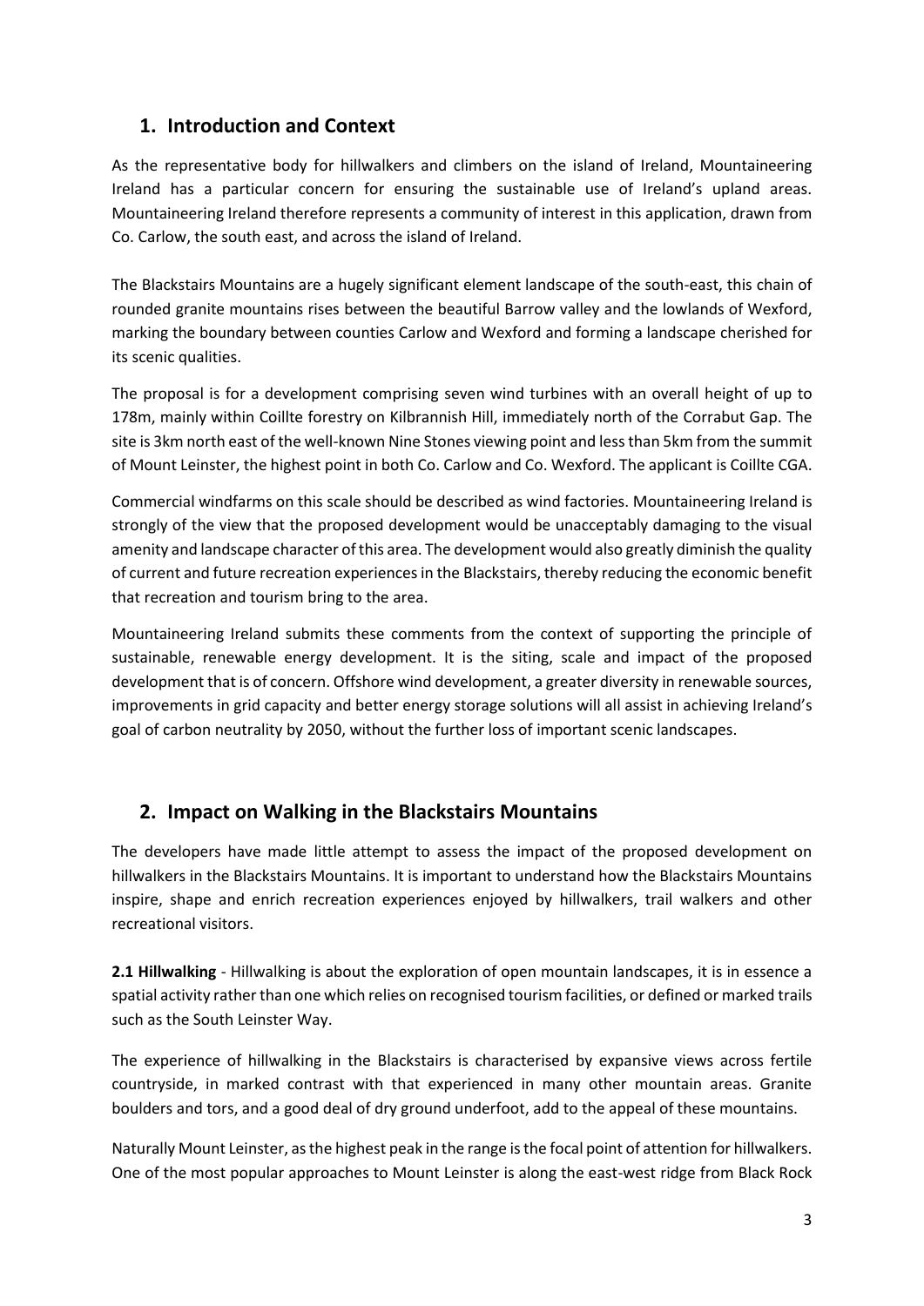## 1. Introduction and Context

As the representative body for hillwalkers and climbers on the island of Ireland, Mountaineering Ireland has a particular concern for ensuring the sustainable use of Ireland's upland areas. Mountaineering Ireland therefore represents a community of interest in this application, drawn from Co. Carlow, the south east, and across the island of Ireland.

The Blackstairs Mountains are a hugely significant element landscape of the south-east, this chain of rounded granite mountains rises between the beautiful Barrow valley and the lowlands of Wexford, marking the boundary between counties Carlow and Wexford and forming a landscape cherished for its scenic qualities.

The proposal is for a development comprising seven wind turbines with an overall height of up to 178m, mainly within Coillte forestry on Kilbrannish Hill, immediately north of the Corrabut Gap. The site is 3km north east of the well-known Nine Stones viewing point and less than 5km from the summit of Mount Leinster, the highest point in both Co. Carlow and Co. Wexford. The applicant is Coillte CGA.

Commercial windfarms on this scale should be described as wind factories. Mountaineering Ireland is strongly of the view that the proposed development would be unacceptably damaging to the visual amenity and landscape character of this area. The development would also greatly diminish the quality of current and future recreation experiences in the Blackstairs, thereby reducing the economic benefit that recreation and tourism bring to the area.

Mountaineering Ireland submits these comments from the context of supporting the principle of sustainable, renewable energy development. It is the siting, scale and impact of the proposed development that is of concern. Offshore wind development, a greater diversity in renewable sources, improvements in grid capacity and better energy storage solutions will all assist in achieving Ireland's goal of carbon neutrality by 2050, without the further loss of important scenic landscapes.

## 2. Impact on Walking in the Blackstairs Mountains

The developers have made little attempt to assess the impact of the proposed development on hillwalkers in the Blackstairs Mountains. It is important to understand how the Blackstairs Mountains inspire, shape and enrich recreation experiences enjoyed by hillwalkers, trail walkers and other recreational visitors.

**2.1 Hillwalking** - Hillwalking is about the exploration of open mountain landscapes, it is in essence a spatial activity rather than one which relies on recognised tourism facilities, or defined or marked trails such as the South Leinster Way.

The experience of hillwalking in the Blackstairs is characterised by expansive views across fertile countryside, in marked contrast with that experienced in many other mountain areas. Granite boulders and tors, and a good deal of dry ground underfoot, add to the appeal of these mountains.

Naturally Mount Leinster, as the highest peak in the range is the focal point of attention for hillwalkers. One of the most popular approaches to Mount Leinster is along the east-west ridge from Black Rock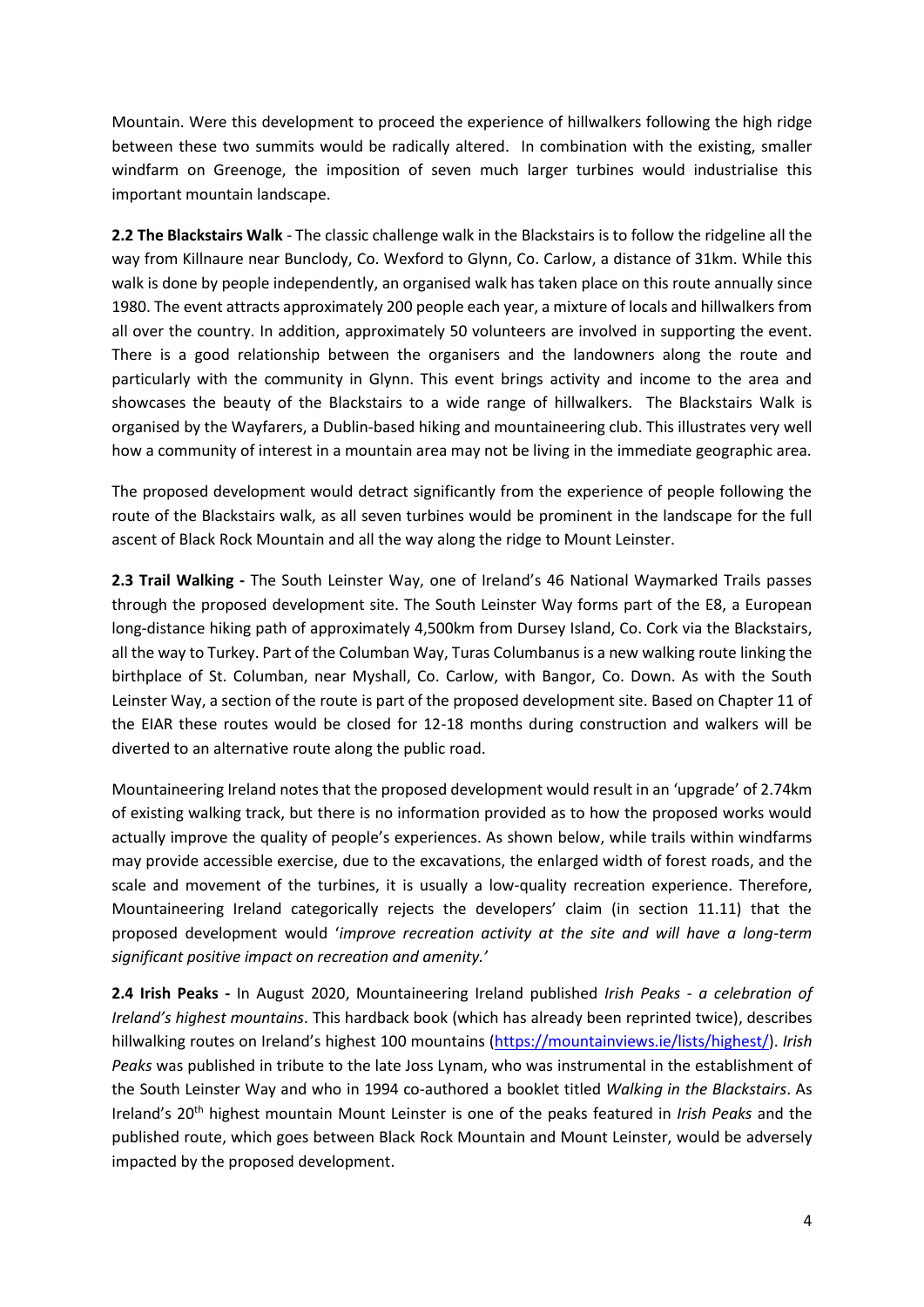Mountain. Were this development to proceed the experience of hillwalkers following the high ridge between these two summits would be radically altered. In combination with the existing, smaller windfarm on Greenoge, the imposition of seven much larger turbines would industrialise this important mountain landscape.

**2.2 The Blackstairs Walk** - The classic challenge walk in the Blackstairs is to follow the ridgeline all the way from Killnaure near Bunclody, Co. Wexford to Glynn, Co. Carlow, a distance of 31km. While this walk is done by people independently, an organised walk has taken place on this route annually since 1980. The event attracts approximately 200 people each year, a mixture of locals and hillwalkers from all over the country. In addition, approximately 50 volunteers are involved in supporting the event. There is a good relationship between the organisers and the landowners along the route and particularly with the community in Glynn. This event brings activity and income to the area and showcases the beauty of the Blackstairs to a wide range of hillwalkers. The Blackstairs Walk is organised by the Wayfarers, a Dublin-based hiking and mountaineering club. This illustrates very well how a community of interest in a mountain area may not be living in the immediate geographic area.

The proposed development would detract significantly from the experience of people following the route of the Blackstairs walk, as all seven turbines would be prominent in the landscape for the full ascent of Black Rock Mountain and all the way along the ridge to Mount Leinster.

**2.3 Trail Walking -** The South Leinster Way, one of Ireland's 46 National Waymarked Trails passes through the proposed development site. The South Leinster Way forms part of the E8, a European long-distance hiking path of approximately 4,500km from Dursey Island, Co. Cork via the Blackstairs, all the way to Turkey. Part of the Columban Way, Turas Columbanus is a new walking route linking the birthplace of St. Columban, near Myshall, Co. Carlow, with Bangor, Co. Down. As with the South Leinster Way, a section of the route is part of the proposed development site. Based on Chapter 11 of the EIAR these routes would be closed for 12-18 months during construction and walkers will be diverted to an alternative route along the public road.

Mountaineering Ireland notes that the proposed development would result in an 'upgrade' of 2.74km of existing walking track, but there is no information provided as to how the proposed works would actually improve the quality of people's experiences. As shown below, while trails within windfarms may provide accessible exercise, due to the excavations, the enlarged width of forest roads, and the scale and movement of the turbines, it is usually a low-quality recreation experience. Therefore, Mountaineering Ireland categorically rejects the developers' claim (in section 11.11) that the proposed development would '*improve recreation activity at the site and will have a long-term significant positive impact on recreation and amenity.*'

**2.4 Irish Peaks -** In August 2020, Mountaineering Ireland published *Irish Peaks - a celebration of Ireland's highest mountains*. This hardback book (which has already been reprinted twice), describes hillwalking routes on Ireland's highest 100 mountains (https://mountainviews.ie/lists/highest/). *Irish Peaks* was published in tribute to the late Joss Lynam, who was instrumental in the establishment of the South Leinster Way and who in 1994 co-authored a booklet titled *Walking in the Blackstairs*. As Ireland's 20th highest mountain Mount Leinster is one of the peaks featured in *Irish Peaks* and the published route, which goes between Black Rock Mountain and Mount Leinster, would be adversely impacted by the proposed development.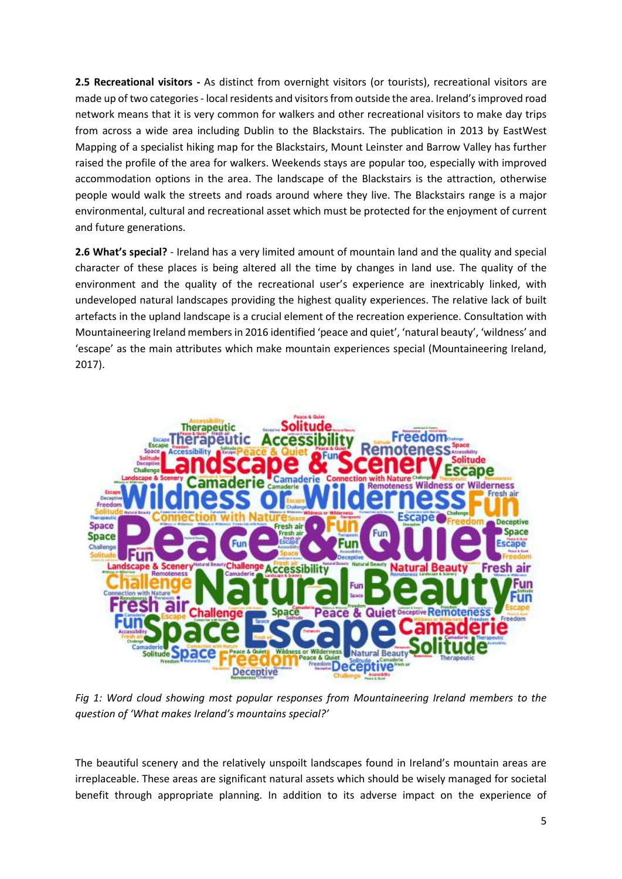**2.5 Recreational visitors -** As distinct from overnight visitors (or tourists), recreational visitors are made up of two categories - local residents and visitors from outside the area. Ireland's improved road network means that it is very common for walkers and other recreational visitors to make day trips from across a wide area including Dublin to the Blackstairs. The publication in 2013 by EastWest Mapping of a specialist hiking map for the Blackstairs, Mount Leinster and Barrow Valley has further raised the profile of the area for walkers. Weekends stays are popular too, especially with improved accommodation options in the area. The landscape of the Blackstairs is the attraction, otherwise people would walk the streets and roads around where they live. The Blackstairs range is a major environmental, cultural and recreational asset which must be protected for the enjoyment of current and future generations.

**2.6 What's special?** - Ireland has a very limited amount of mountain land and the quality and special character of these places is being altered all the time by changes in land use. The quality of the environment and the quality of the recreational user's experience are inextricably linked, with undeveloped natural landscapes providing the highest quality experiences. The relative lack of built artefacts in the upland landscape is a crucial element of the recreation experience. Consultation with Mountaineering Ireland members in 2016 identified 'peace and quiet', 'natural beauty', 'wildness' and 'escape' as the main attributes which make mountain experiences special (Mountaineering Ireland, 2017).

*Fig 1: Word cloud showing most popular responses from Mountaineering Ireland members to the question of 'What makes Ireland's mountains special?'*

The beautiful scenery and the relatively unspoilt landscapes found in Ireland's mountain areas are irreplaceable. These areas are significant natural assets which should be wisely managed for societal benefit through appropriate planning. In addition to its adverse impact on the experience of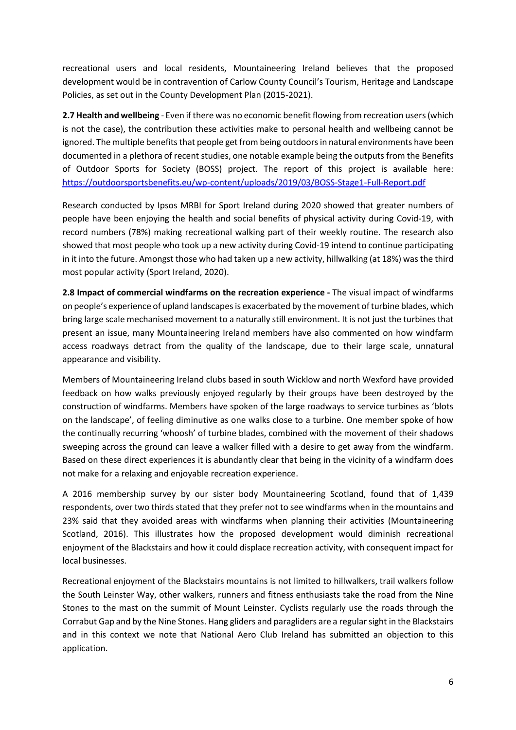recreational users and local residents, Mountaineering Ireland believes that the proposed development would be in contravention of Carlow County Council's Tourism, Heritage and Landscape Policies, as set out in the County Development Plan (2015-2021).

**2.7 Health and wellbeing** - Even if there was no economic benefit flowing from recreation users (which is not the case), the contribution these activities make to personal health and wellbeing cannot be ignored. The multiple benefits that people get from being outdoors in natural environments have been documented in a plethora of recent studies, one notable example being the outputs from the Benefits of Outdoor Sports for Society (BOSS) project. The report of this project is available here: https://outdoorsportsbenefits.eu/wp-content/uploads/2019/03/BOSS-Stage1-Full-Report.pdf

Research conducted by Ipsos MRBI for Sport Ireland during 2020 showed that greater numbers of people have been enjoying the health and social benefits of physical activity during Covid-19, with record numbers (78%) making recreational walking part of their weekly routine. The research also showed that most people who took up a new activity during Covid-19 intend to continue participating in it into the future. Amongst those who had taken up a new activity, hillwalking (at 18%) was the third most popular activity (Sport Ireland, 2020).

**2.8 Impact of commercial windfarms on the recreation experience -** The visual impact of windfarms on people's experience of upland landscapes is exacerbated by the movement of turbine blades, which bring large scale mechanised movement to a naturally still environment. It is not just the turbines that present an issue, many Mountaineering Ireland members have also commented on how windfarm access roadways detract from the quality of the landscape, due to their large scale, unnatural appearance and visibility.

Members of Mountaineering Ireland clubs based in south Wicklow and north Wexford have provided feedback on how walks previously enjoyed regularly by their groups have been destroyed by the construction of windfarms. Members have spoken of the large roadways to service turbines as 'blots on the landscape', of feeling diminutive as one walks close to a turbine. One member spoke of how the continually recurring 'whoosh' of turbine blades, combined with the movement of their shadows sweeping across the ground can leave a walker filled with a desire to get away from the windfarm. Based on these direct experiences it is abundantly clear that being in the vicinity of a windfarm does not make for a relaxing and enjoyable recreation experience.

A 2016 membership survey by our sister body Mountaineering Scotland, found that of 1,439 respondents, over two thirds stated that they prefer not to see windfarms when in the mountains and 23% said that they avoided areas with windfarms when planning their activities (Mountaineering Scotland, 2016). This illustrates how the proposed development would diminish recreational enjoyment of the Blackstairs and how it could displace recreation activity, with consequent impact for local businesses.

Recreational enjoyment of the Blackstairs mountains is not limited to hillwalkers, trail walkers follow the South Leinster Way, other walkers, runners and fitness enthusiasts take the road from the Nine Stones to the mast on the summit of Mount Leinster. Cyclists regularly use the roads through the Corrabut Gap and by the Nine Stones. Hang gliders and paragliders are a regular sight in the Blackstairs and in this context we note that National Aero Club Ireland has submitted an objection to this application.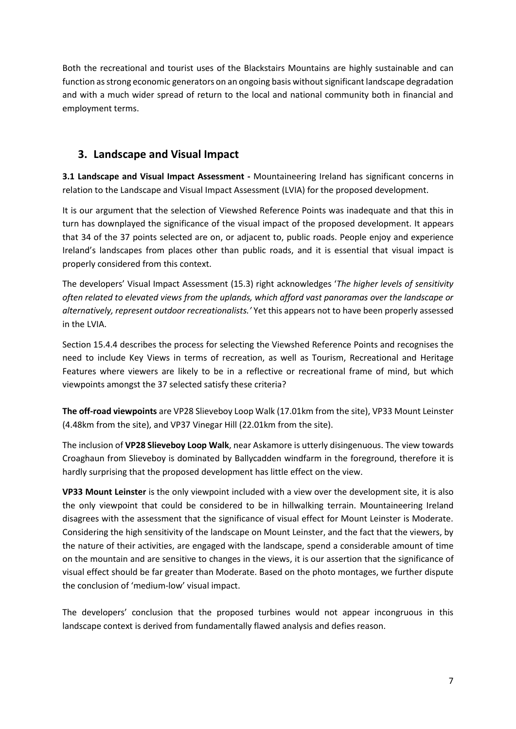Both the recreational and tourist uses of the Blackstairs Mountains are highly sustainable and can function as strong economic generators on an ongoing basis without significant landscape degradation and with a much wider spread of return to the local and national community both in financial and employment terms.

## 3. Landscape and Visual Impact

**3.1 Landscape and Visual Impact Assessment -** Mountaineering Ireland has significant concerns in relation to the Landscape and Visual Impact Assessment (LVIA) for the proposed development.

It is our argument that the selection of Viewshed Reference Points was inadequate and that this in turn has downplayed the significance of the visual impact of the proposed development. It appears that 34 of the 37 points selected are on, or adjacent to, public roads. People enjoy and experience Ireland's landscapes from places other than public roads, and it is essential that visual impact is properly considered from this context.

The developers' Visual Impact Assessment (15.3) right acknowledges '*The higher levels of sensitivity often related to elevated views from the uplands, which afford vast panoramas over the landscape or alternatively, represent outdoor recreationalists.'* Yet this appears not to have been properly assessed in the LVIA.

Section 15.4.4 describes the process for selecting the Viewshed Reference Points and recognises the need to include Key Views in terms of recreation, as well as Tourism, Recreational and Heritage Features where viewers are likely to be in a reflective or recreational frame of mind, but which viewpoints amongst the 37 selected satisfy these criteria?

**The off-road viewpoints** are VP28 Slieveboy Loop Walk (17.01km from the site), VP33 Mount Leinster (4.48km from the site), and VP37 Vinegar Hill (22.01km from the site).

The inclusion of **VP28 Slieveboy Loop Walk**, near Askamore is utterly disingenuous. The view towards Croaghaun from Slieveboy is dominated by Ballycadden windfarm in the foreground, therefore it is hardly surprising that the proposed development has little effect on the view.

**VP33 Mount Leinster** is the only viewpoint included with a view over the development site, it is also the only viewpoint that could be considered to be in hillwalking terrain. Mountaineering Ireland disagrees with the assessment that the significance of visual effect for Mount Leinster is Moderate. Considering the high sensitivity of the landscape on Mount Leinster, and the fact that the viewers, by the nature of their activities, are engaged with the landscape, spend a considerable amount of time on the mountain and are sensitive to changes in the views, it is our assertion that the significance of visual effect should be far greater than Moderate. Based on the photo montages, we further dispute the conclusion of 'medium-low' visual impact.

The developers' conclusion that the proposed turbines would not appear incongruous in this landscape context is derived from fundamentally flawed analysis and defies reason.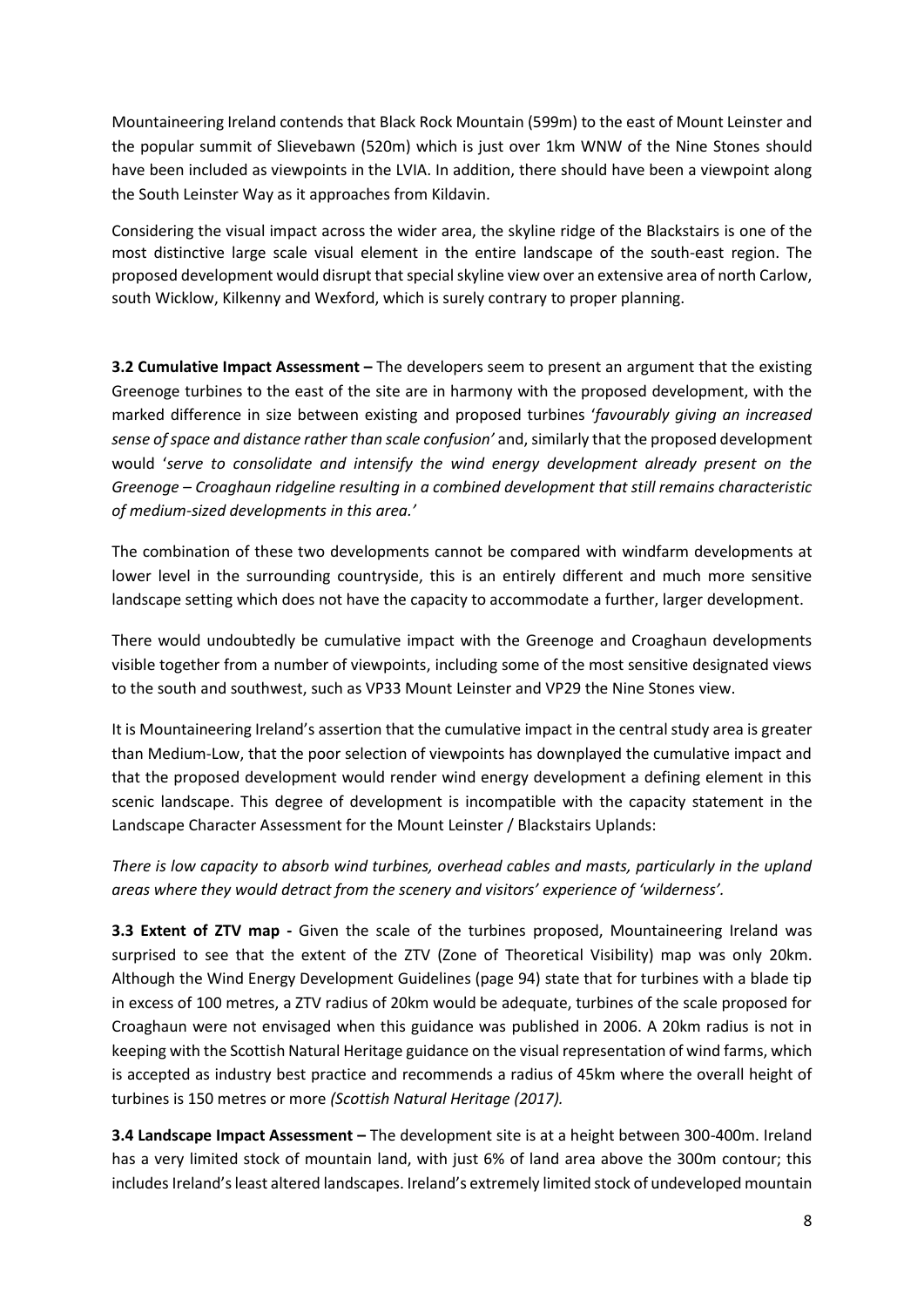Mountaineering Ireland contends that Black Rock Mountain (599m) to the east of Mount Leinster and the popular summit of Slievebawn (520m) which is just over 1km WNW of the Nine Stones should have been included as viewpoints in the LVIA. In addition, there should have been a viewpoint along the South Leinster Way as it approaches from Kildavin.

Considering the visual impact across the wider area, the skyline ridge of the Blackstairs is one of the most distinctive large scale visual element in the entire landscape of the south-east region. The proposed development would disrupt that special skyline view over an extensive area of north Carlow, south Wicklow, Kilkenny and Wexford, which is surely contrary to proper planning.

**3.2 Cumulative Impact Assessment –** The developers seem to present an argument that the existing Greenoge turbines to the east of the site are in harmony with the proposed development, with the marked difference in size between existing and proposed turbines '*favourably giving an increased sense of space and distance rather than scale confusion'* and, similarly that the proposed development would '*serve to consolidate and intensify the wind energy development already present on the Greenoge – Croaghaun ridgeline resulting in a combined development that still remains characteristic of medium-sized developments in this area.'*

The combination of these two developments cannot be compared with windfarm developments at lower level in the surrounding countryside, this is an entirely different and much more sensitive landscape setting which does not have the capacity to accommodate a further, larger development.

There would undoubtedly be cumulative impact with the Greenoge and Croaghaun developments visible together from a number of viewpoints, including some of the most sensitive designated views to the south and southwest, such as VP33 Mount Leinster and VP29 the Nine Stones view.

It is Mountaineering Ireland's assertion that the cumulative impact in the central study area is greater than Medium-Low, that the poor selection of viewpoints has downplayed the cumulative impact and that the proposed development would render wind energy development a defining element in this scenic landscape. This degree of development is incompatible with the capacity statement in the Landscape Character Assessment for the Mount Leinster / Blackstairs Uplands:

*There is low capacity to absorb wind turbines, overhead cables and masts, particularly in the upland areas where they would detract from the scenery and visitors' experience of 'wilderness'.*

**3.3 Extent of ZTV map -** Given the scale of the turbines proposed, Mountaineering Ireland was surprised to see that the extent of the ZTV (Zone of Theoretical Visibility) map was only 20km. Although the Wind Energy Development Guidelines (page 94) state that for turbines with a blade tip in excess of 100 metres, a ZTV radius of 20km would be adequate, turbines of the scale proposed for Croaghaun were not envisaged when this guidance was published in 2006. A 20km radius is not in keeping with the Scottish Natural Heritage guidance on the visual representation of wind farms, which is accepted as industry best practice and recommends a radius of 45km where the overall height of turbines is 150 metres or more *(Scottish Natural Heritage (2017).*

**3.4 Landscape Impact Assessment –** The development site is at a height between 300-400m. Ireland has a very limited stock of mountain land, with just 6% of land area above the 300m contour; this includes Ireland's least altered landscapes. Ireland's extremely limited stock of undeveloped mountain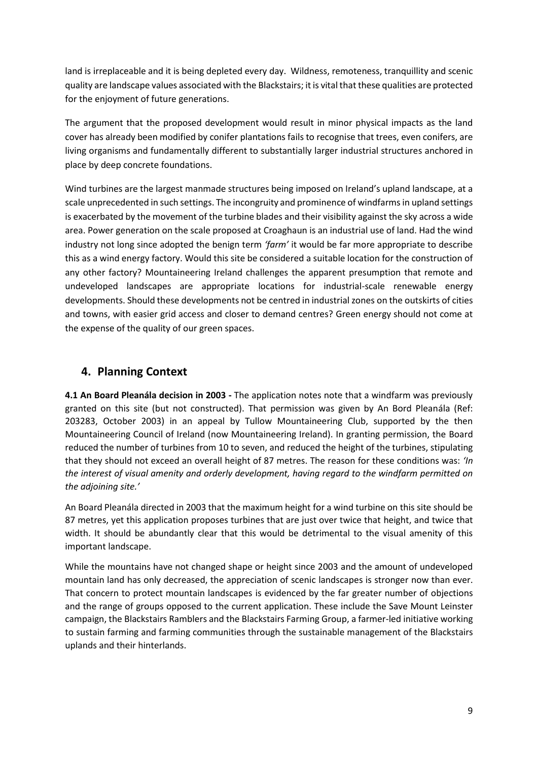land is irreplaceable and it is being depleted every day. Wildness, remoteness, tranquillity and scenic quality are landscape values associated with the Blackstairs; it is vital that these qualities are protected for the enjoyment of future generations.

The argument that the proposed development would result in minor physical impacts as the land cover has already been modified by conifer plantations fails to recognise that trees, even conifers, are living organisms and fundamentally different to substantially larger industrial structures anchored in place by deep concrete foundations.

Wind turbines are the largest manmade structures being imposed on Ireland's upland landscape, at a scale unprecedented in such settings. The incongruity and prominence of windfarms in upland settings is exacerbated by the movement of the turbine blades and their visibility against the sky across a wide area. Power generation on the scale proposed at Croaghaun is an industrial use of land. Had the wind industry not long since adopted the benign term *'farm'* it would be far more appropriate to describe this as a wind energy factory. Would this site be considered a suitable location for the construction of any other factory? Mountaineering Ireland challenges the apparent presumption that remote and undeveloped landscapes are appropriate locations for industrial-scale renewable energy developments. Should these developments not be centred in industrial zones on the outskirts of cities and towns, with easier grid access and closer to demand centres? Green energy should not come at the expense of the quality of our green spaces.

## 4. Planning Context

**4.1 An Board Pleanála decision in 2003 -** The application notes note that a windfarm was previously granted on this site (but not constructed). That permission was given by An Bord Pleanála (Ref: 203283, October 2003) in an appeal by Tullow Mountaineering Club, supported by the then Mountaineering Council of Ireland (now Mountaineering Ireland). In granting permission, the Board reduced the number of turbines from 10 to seven, and reduced the height of the turbines, stipulating that they should not exceed an overall height of 87 metres. The reason for these conditions was: *'In the interest of visual amenity and orderly development, having regard to the windfarm permitted on the adjoining site.'*

An Board Pleanála directed in 2003 that the maximum height for a wind turbine on this site should be 87 metres, yet this application proposes turbines that are just over twice that height, and twice that width. It should be abundantly clear that this would be detrimental to the visual amenity of this important landscape.

While the mountains have not changed shape or height since 2003 and the amount of undeveloped mountain land has only decreased, the appreciation of scenic landscapes is stronger now than ever. That concern to protect mountain landscapes is evidenced by the far greater number of objections and the range of groups opposed to the current application. These include the Save Mount Leinster campaign, the Blackstairs Ramblers and the Blackstairs Farming Group, a farmer-led initiative working to sustain farming and farming communities through the sustainable management of the Blackstairs uplands and their hinterlands.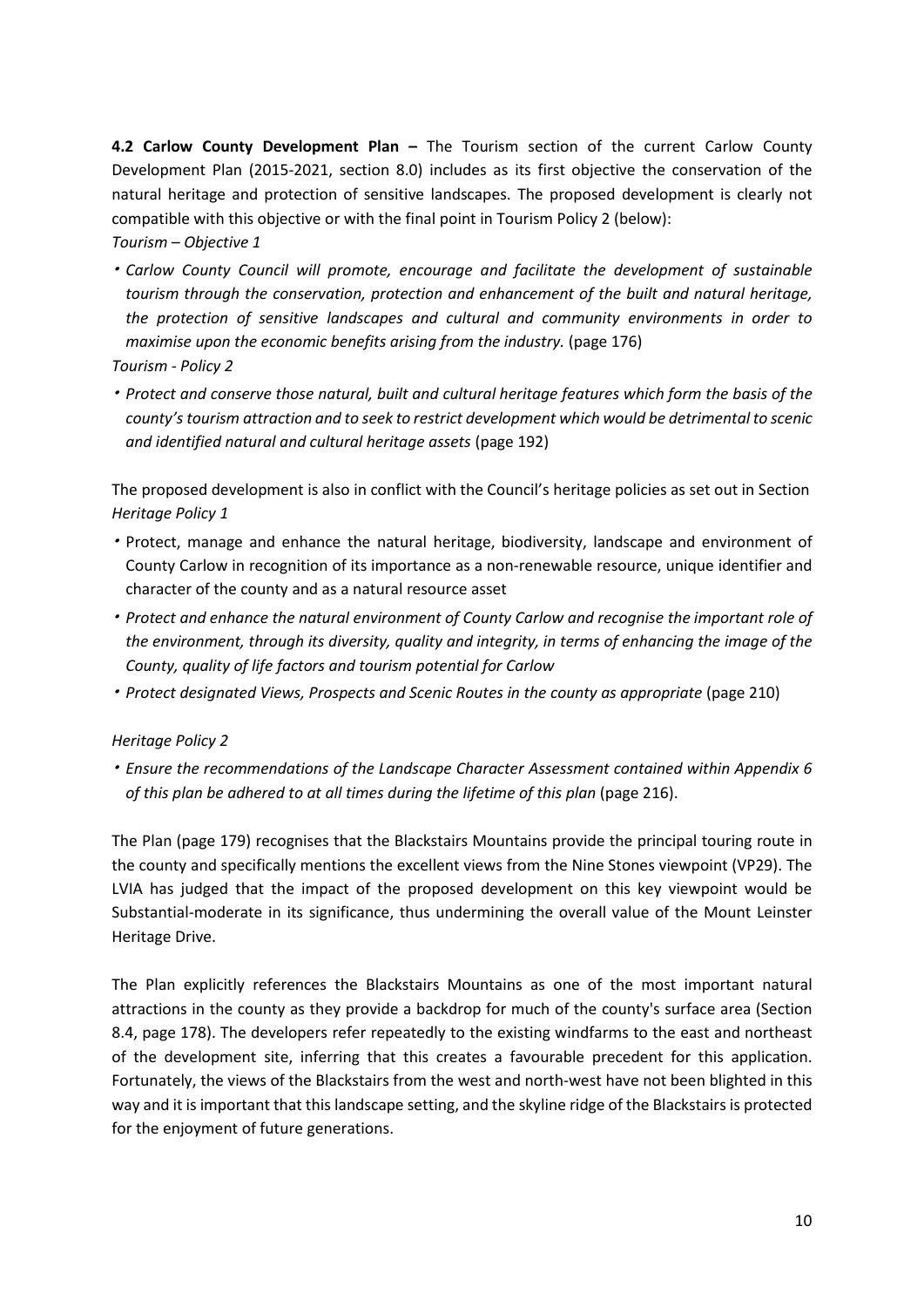**4.2 Carlow County Development Plan –** The Tourism section of the current Carlow County Development Plan (2015-2021, section 8.0) includes as its first objective the conservation of the natural heritage and protection of sensitive landscapes. The proposed development is clearly not compatible with this objective or with the final point in Tourism Policy 2 (below):

*Tourism – Objective 1*

- *Carlow County Council will promote, encourage and facilitate the development of sustainable tourism through the conservation, protection and enhancement of the built and natural heritage, the protection of sensitive landscapes and cultural and community environments in order to maximise upon the economic benefits arising from the industry.* (page 176)

*Tourism - Policy 2*

- *Protect and conserve those natural, built and cultural heritage features which form the basis of the county's tourism attraction and to seek to restrict development which would be detrimental to scenic and identified natural and cultural heritage assets* (page 192)

The proposed development is also in conflict with the Council's heritage policies as set out in Section

*Heritage Policy 1*

- Protect, manage and enhance the natural heritage, biodiversity, landscape and environment of County Carlow in recognition of its importance as a non-renewable resource, unique identifier and character of the county and as a natural resource asset
- *Protect and enhance the natural environment of County Carlow and recognise the important role of the environment, through its diversity, quality and integrity, in terms of enhancing the image of the County, quality of life factors and tourism potential for Carlow*
- *Protect designated Views, Prospects and Scenic Routes in the county as appropriate* (page 210)

*Heritage Policy 2*

- *Ensure the recommendations of the Landscape Character Assessment contained within Appendix 6 of this plan be adhered to at all times during the lifetime of this plan* (page 216).

The Plan (page 179) recognises that the Blackstairs Mountains provide the principal touring route in the county and specifically mentions the excellent views from the Nine Stones viewpoint (VP29). The LVIA has judged that the impact of the proposed development on this key viewpoint would be Substantial-moderate in its significance, thus undermining the overall value of the Mount Leinster Heritage Drive.

The Plan explicitly references the Blackstairs Mountains as one of the most important natural attractions in the county as they provide a backdrop for much of the county's surface area (Section 8.4, page 178). The developers refer repeatedly to the existing windfarms to the east and northeast of the development site, inferring that this creates a favourable precedent for this application. Fortunately, the views of the Blackstairs from the west and north-west have not been blighted in this way and it is important that this landscape setting, and the skyline ridge of the Blackstairs is protected for the enjoyment of future generations.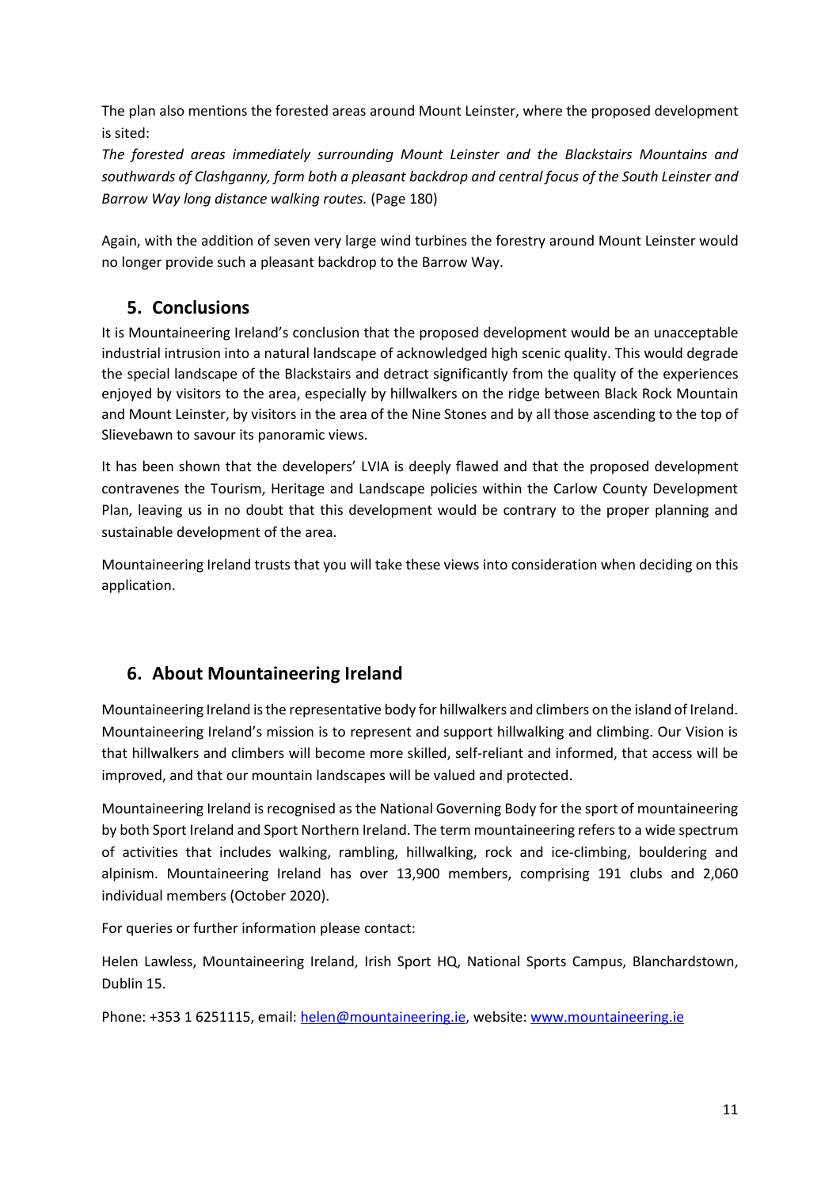The plan also mentions the forested areas around Mount Leinster, where the proposed development is sited:

*The forested areas immediately surrounding Mount Leinster and the Blackstairs Mountains and southwards of Clashganny, form both a pleasant backdrop and central focus of the South Leinster and Barrow Way long distance walking routes.* (Page 180)

Again, with the addition of seven very large wind turbines the forestry around Mount Leinster would no longer provide such a pleasant backdrop to the Barrow Way.

## 5. Conclusions

It is Mountaineering Ireland's conclusion that the proposed development would be an unacceptable industrial intrusion into a natural landscape of acknowledged high scenic quality. This would degrade the special landscape of the Blackstairs and detract significantly from the quality of the experiences enjoyed by visitors to the area, especially by hillwalkers on the ridge between Black Rock Mountain and Mount Leinster, by visitors in the area of the Nine Stones and by all those ascending to the top of Slievebawn to savour its panoramic views.

It has been shown that the developers' LVIA is deeply flawed and that the proposed development contravenes the Tourism, Heritage and Landscape policies within the Carlow County Development Plan, leaving us in no doubt that this development would be contrary to the proper planning and sustainable development of the area.

Mountaineering Ireland trusts that you will take these views into consideration when deciding on this application.

## 6. About Mountaineering Ireland

Mountaineering Ireland is the representative body for hillwalkers and climbers on the island of Ireland. Mountaineering Ireland's mission is to represent and support hillwalking and climbing. Our Vision is that hillwalkers and climbers will become more skilled, self-reliant and informed, that access will be improved, and that our mountain landscapes will be valued and protected.

Mountaineering Ireland is recognised as the National Governing Body for the sport of mountaineering by both Sport Ireland and Sport Northern Ireland. The term mountaineering refers to a wide spectrum of activities that includes walking, rambling, hillwalking, rock and ice-climbing, bouldering and alpinism. Mountaineering Ireland has over 13,900 members, comprising 191 clubs and 2,060 individual members (October 2020).

For queries or further information please contact:

Helen Lawless, Mountaineering Ireland, Irish Sport HQ, National Sports Campus, Blanchardstown, Dublin 15.

Phone: +353 1 6251115, email: helen@mountaineering.ie, website: www.mountaineering.ie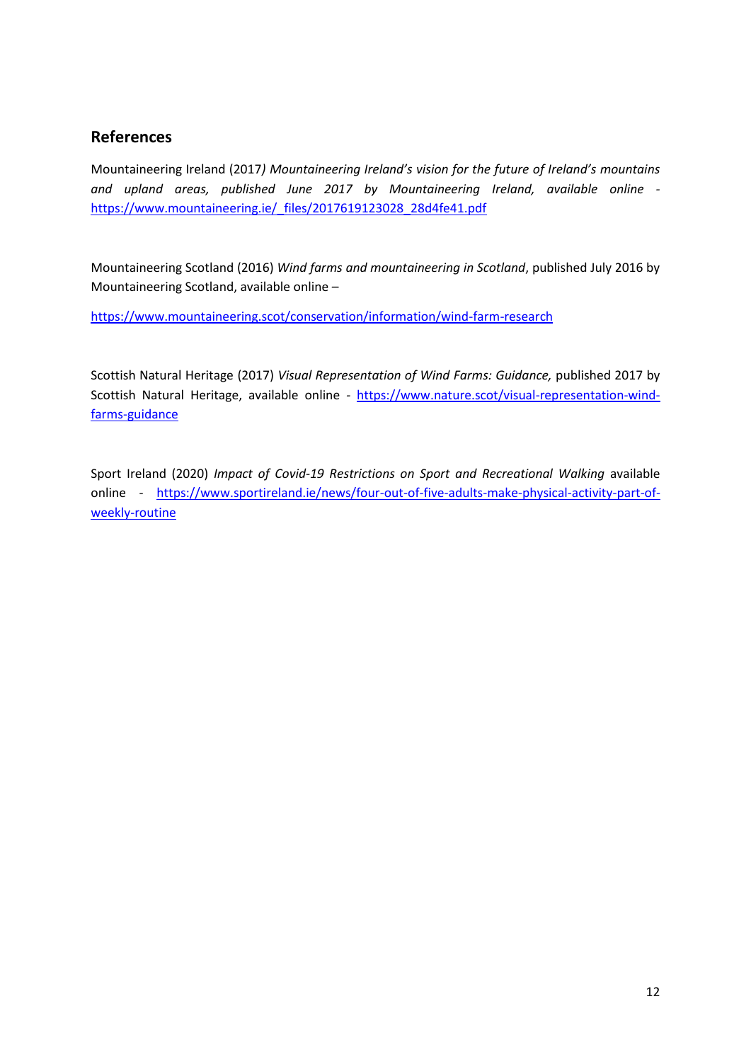## References

Mountaineering Ireland (2017*) Mountaineering Ireland's vision for the future of Ireland's mountains and upland areas, published June 2017 by Mountaineering Ireland, available online -* https://www.mountaineering.ie/_files/2017619123028_28d4fe41.pdf

Mountaineering Scotland (2016) *Wind farms and mountaineering in Scotland*, published July 2016 by Mountaineering Scotland, available online –

https://www.mountaineering.scot/conservation/information/wind-farm-research

Scottish Natural Heritage (2017) *Visual Representation of Wind Farms: Guidance,* published 2017 by Scottish Natural Heritage, available online - https://www.nature.scot/visual-representation-wind-farms-guidance

Sport Ireland (2020) *Impact of Covid-19 Restrictions on Sport and Recreational Walking* available online - https://www.sportireland.ie/news/four-out-of-five-adults-make-physical-activity-part-of-weekly-routine